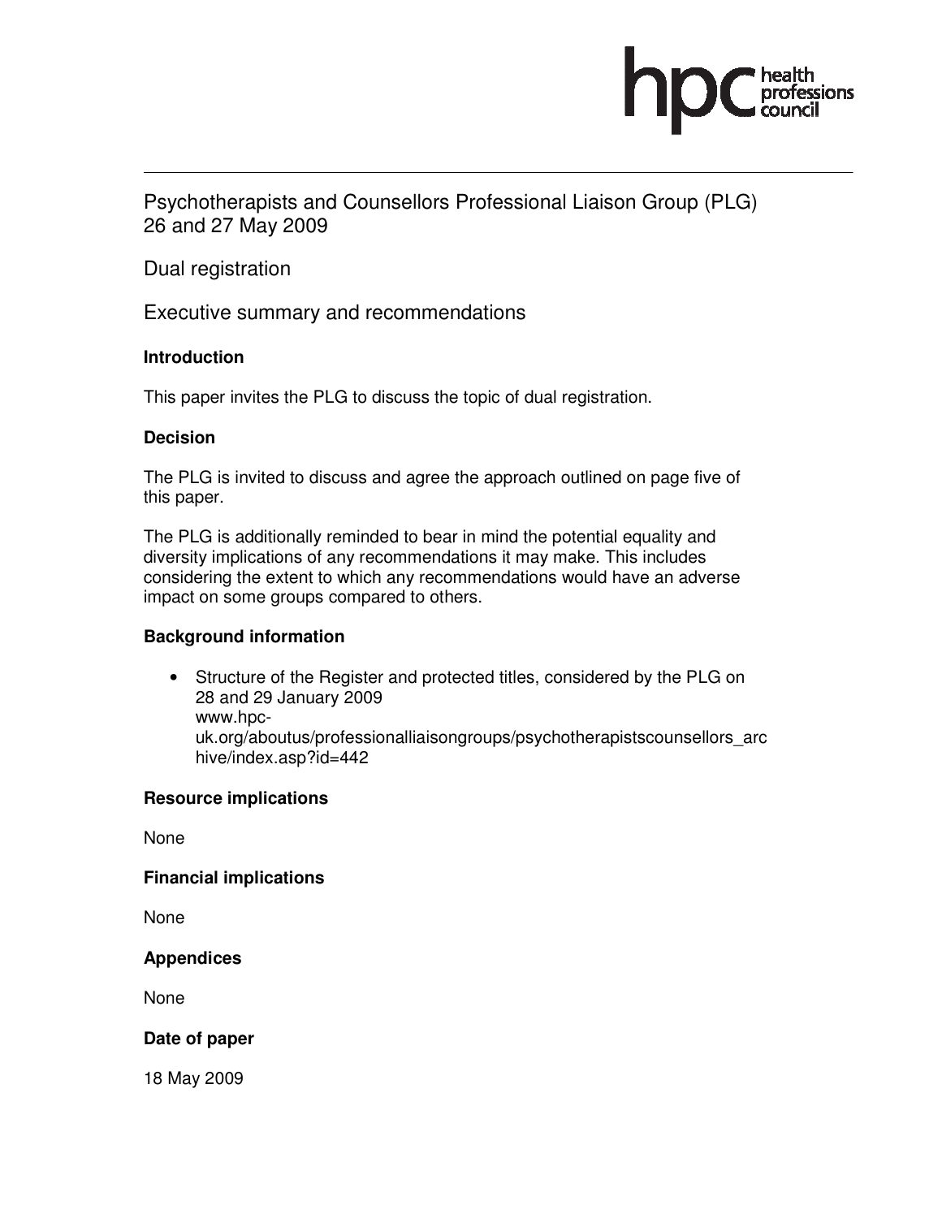Psychotherapists and Counsellors Professional Liaison Group (PLG)
26 and 27 May 2009

Dual registration

Executive summary and recommendations

**Introduction**

This paper invites the PLG to discuss the topic of dual registration.

**Decision**

The PLG is invited to discuss and agree the approach outlined on page five of this paper.

The PLG is additionally reminded to bear in mind the potential equality and diversity implications of any recommendations it may make. This includes considering the extent to which any recommendations would have an adverse impact on some groups compared to others.

**Background information**

- Structure of the Register and protected titles, considered by the PLG on 28 and 29 January 2009
  www.hpc-uk.org/aboutus/professionalliaisongroups/psychotherapistscounsellors_archive/index.asp?id=442

**Resource implications**

None

**Financial implications**

None

**Appendices**

None

**Date of paper**

18 May 2009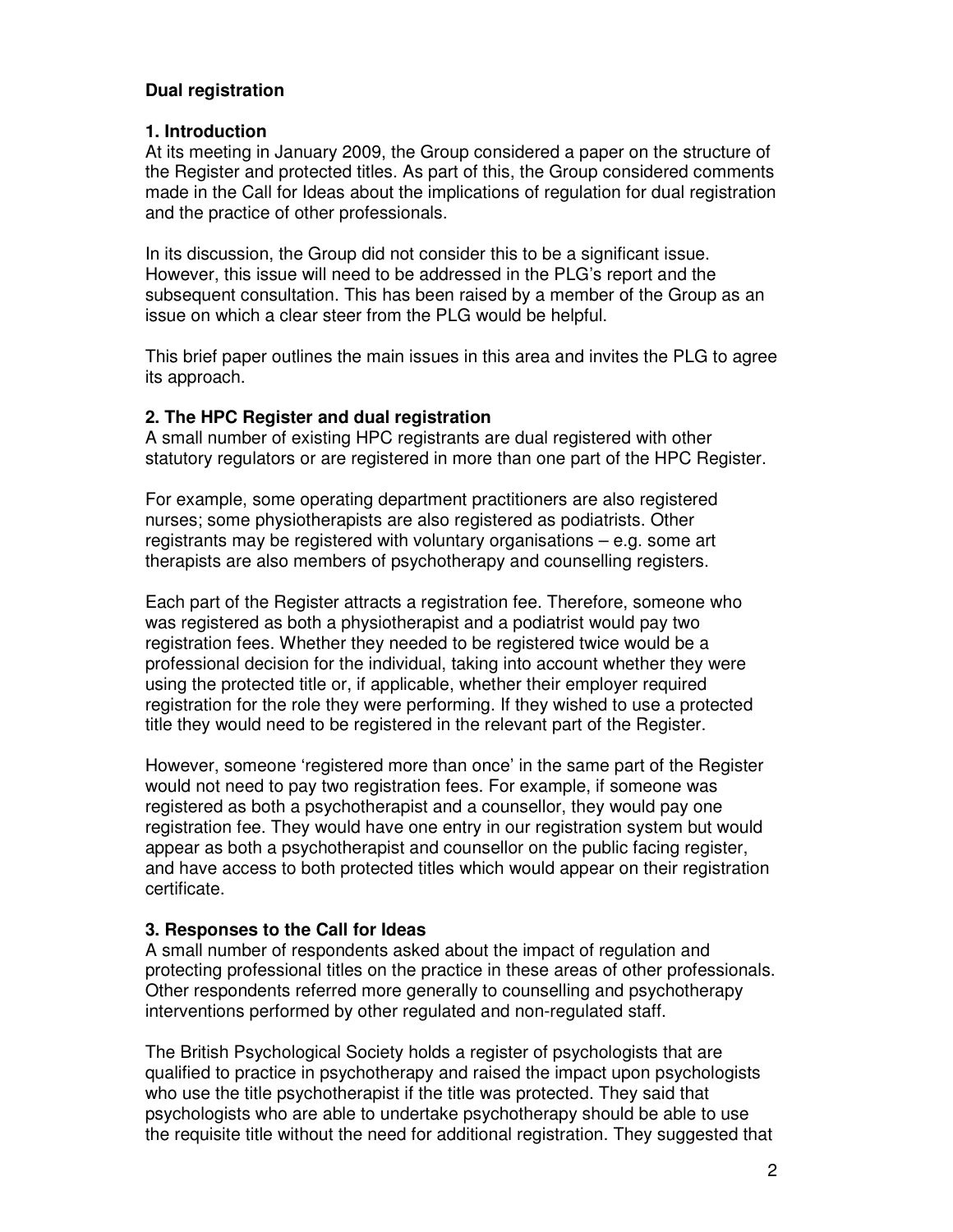**Dual registration**

**1. Introduction**

At its meeting in January 2009, the Group considered a paper on the structure of the Register and protected titles. As part of this, the Group considered comments made in the Call for Ideas about the implications of regulation for dual registration and the practice of other professionals.

In its discussion, the Group did not consider this to be a significant issue. However, this issue will need to be addressed in the PLG's report and the subsequent consultation. This has been raised by a member of the Group as an issue on which a clear steer from the PLG would be helpful.

This brief paper outlines the main issues in this area and invites the PLG to agree its approach.

**2. The HPC Register and dual registration**

A small number of existing HPC registrants are dual registered with other statutory regulators or are registered in more than one part of the HPC Register.

For example, some operating department practitioners are also registered nurses; some physiotherapists are also registered as podiatrists. Other registrants may be registered with voluntary organisations – e.g. some art therapists are also members of psychotherapy and counselling registers.

Each part of the Register attracts a registration fee. Therefore, someone who was registered as both a physiotherapist and a podiatrist would pay two registration fees. Whether they needed to be registered twice would be a professional decision for the individual, taking into account whether they were using the protected title or, if applicable, whether their employer required registration for the role they were performing. If they wished to use a protected title they would need to be registered in the relevant part of the Register.

However, someone 'registered more than once' in the same part of the Register would not need to pay two registration fees. For example, if someone was registered as both a psychotherapist and a counsellor, they would pay one registration fee. They would have one entry in our registration system but would appear as both a psychotherapist and counsellor on the public facing register, and have access to both protected titles which would appear on their registration certificate.

**3. Responses to the Call for Ideas**

A small number of respondents asked about the impact of regulation and protecting professional titles on the practice in these areas of other professionals. Other respondents referred more generally to counselling and psychotherapy interventions performed by other regulated and non-regulated staff.

The British Psychological Society holds a register of psychologists that are qualified to practice in psychotherapy and raised the impact upon psychologists who use the title psychotherapist if the title was protected. They said that psychologists who are able to undertake psychotherapy should be able to use the requisite title without the need for additional registration. They suggested that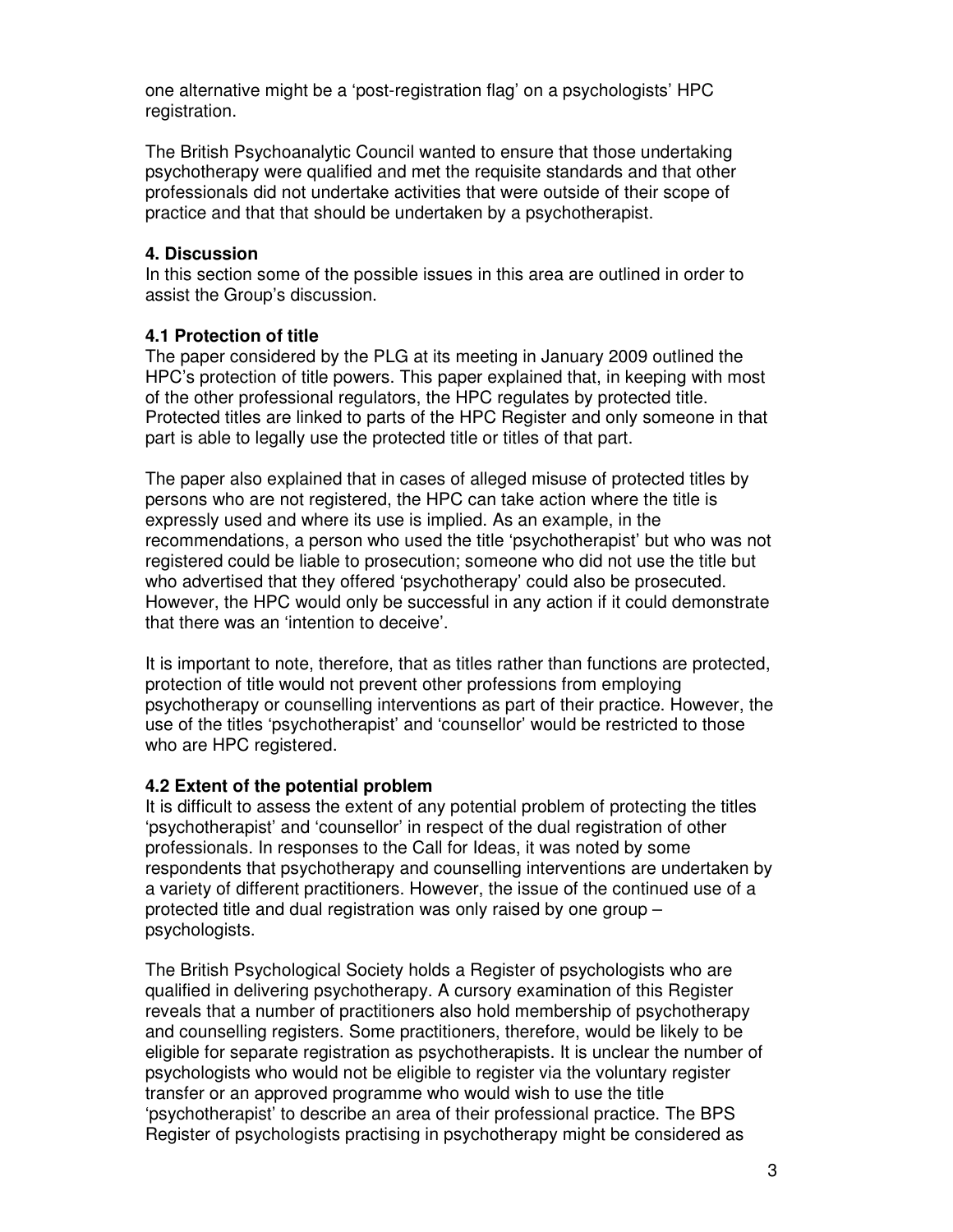one alternative might be a 'post-registration flag' on a psychologists' HPC registration.

The British Psychoanalytic Council wanted to ensure that those undertaking psychotherapy were qualified and met the requisite standards and that other professionals did not undertake activities that were outside of their scope of practice and that that should be undertaken by a psychotherapist.

## 4. Discussion

In this section some of the possible issues in this area are outlined in order to assist the Group's discussion.

### 4.1 Protection of title

The paper considered by the PLG at its meeting in January 2009 outlined the HPC's protection of title powers. This paper explained that, in keeping with most of the other professional regulators, the HPC regulates by protected title. Protected titles are linked to parts of the HPC Register and only someone in that part is able to legally use the protected title or titles of that part.

The paper also explained that in cases of alleged misuse of protected titles by persons who are not registered, the HPC can take action where the title is expressly used and where its use is implied. As an example, in the recommendations, a person who used the title 'psychotherapist' but who was not registered could be liable to prosecution; someone who did not use the title but who advertised that they offered 'psychotherapy' could also be prosecuted. However, the HPC would only be successful in any action if it could demonstrate that there was an 'intention to deceive'.

It is important to note, therefore, that as titles rather than functions are protected, protection of title would not prevent other professions from employing psychotherapy or counselling interventions as part of their practice. However, the use of the titles 'psychotherapist' and 'counsellor' would be restricted to those who are HPC registered.

### 4.2 Extent of the potential problem

It is difficult to assess the extent of any potential problem of protecting the titles 'psychotherapist' and 'counsellor' in respect of the dual registration of other professionals. In responses to the Call for Ideas, it was noted by some respondents that psychotherapy and counselling interventions are undertaken by a variety of different practitioners. However, the issue of the continued use of a protected title and dual registration was only raised by one group – psychologists.

The British Psychological Society holds a Register of psychologists who are qualified in delivering psychotherapy. A cursory examination of this Register reveals that a number of practitioners also hold membership of psychotherapy and counselling registers. Some practitioners, therefore, would be likely to be eligible for separate registration as psychotherapists. It is unclear the number of psychologists who would not be eligible to register via the voluntary register transfer or an approved programme who would wish to use the title 'psychotherapist' to describe an area of their professional practice. The BPS Register of psychologists practising in psychotherapy might be considered as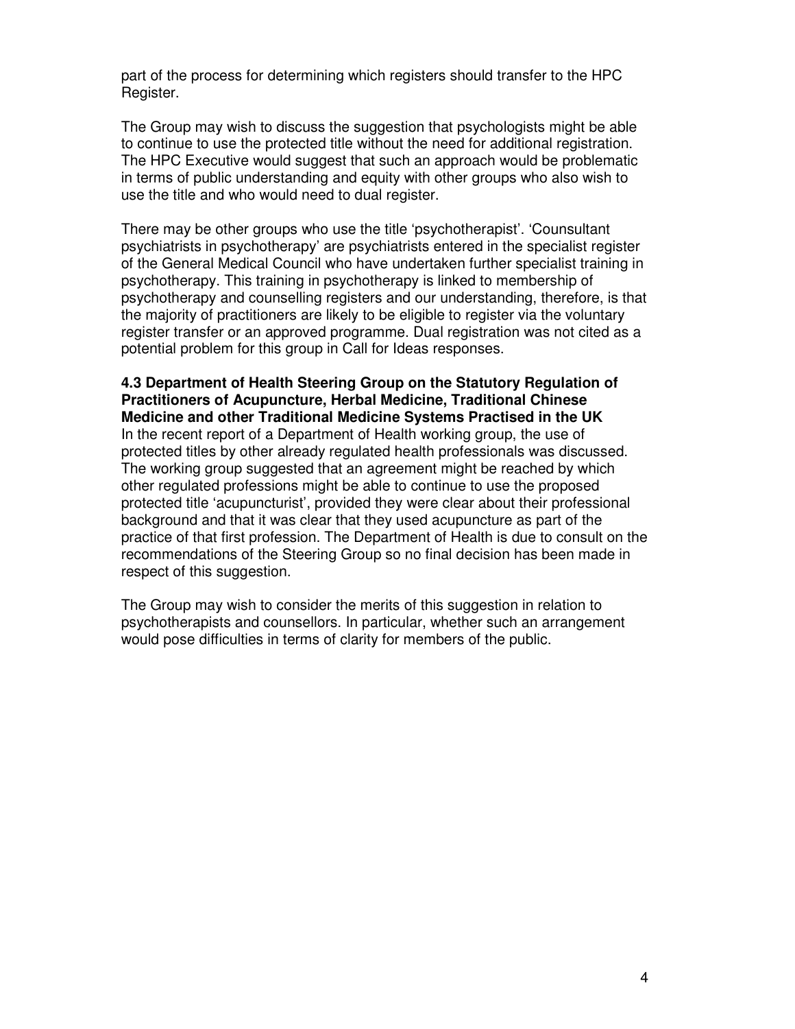part of the process for determining which registers should transfer to the HPC Register.

The Group may wish to discuss the suggestion that psychologists might be able to continue to use the protected title without the need for additional registration. The HPC Executive would suggest that such an approach would be problematic in terms of public understanding and equity with other groups who also wish to use the title and who would need to dual register.

There may be other groups who use the title 'psychotherapist'. 'Counsultant psychiatrists in psychotherapy' are psychiatrists entered in the specialist register of the General Medical Council who have undertaken further specialist training in psychotherapy. This training in psychotherapy is linked to membership of psychotherapy and counselling registers and our understanding, therefore, is that the majority of practitioners are likely to be eligible to register via the voluntary register transfer or an approved programme. Dual registration was not cited as a potential problem for this group in Call for Ideas responses.

### 4.3 Department of Health Steering Group on the Statutory Regulation of Practitioners of Acupuncture, Herbal Medicine, Traditional Chinese Medicine and other Traditional Medicine Systems Practised in the UK

In the recent report of a Department of Health working group, the use of protected titles by other already regulated health professionals was discussed. The working group suggested that an agreement might be reached by which other regulated professions might be able to continue to use the proposed protected title 'acupuncturist', provided they were clear about their professional background and that it was clear that they used acupuncture as part of the practice of that first profession. The Department of Health is due to consult on the recommendations of the Steering Group so no final decision has been made in respect of this suggestion.

The Group may wish to consider the merits of this suggestion in relation to psychotherapists and counsellors. In particular, whether such an arrangement would pose difficulties in terms of clarity for members of the public.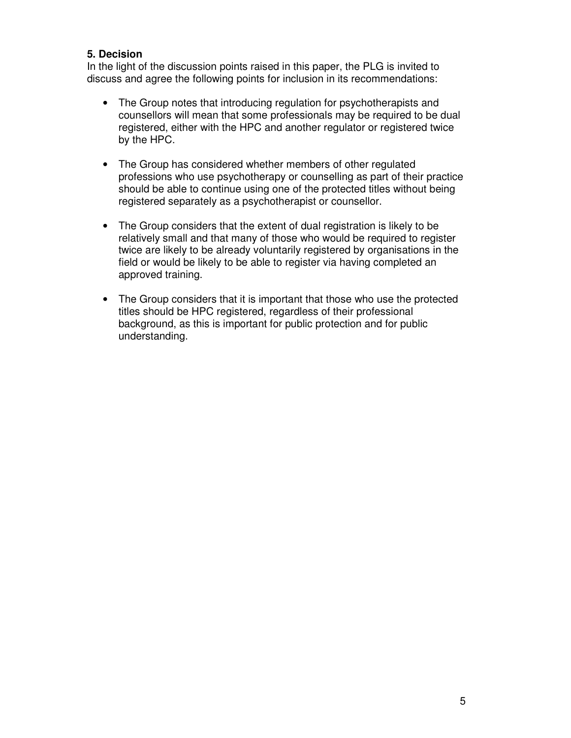**5. Decision**

In the light of the discussion points raised in this paper, the PLG is invited to discuss and agree the following points for inclusion in its recommendations:

- The Group notes that introducing regulation for psychotherapists and counsellors will mean that some professionals may be required to be dual registered, either with the HPC and another regulator or registered twice by the HPC.

- The Group has considered whether members of other regulated professions who use psychotherapy or counselling as part of their practice should be able to continue using one of the protected titles without being registered separately as a psychotherapist or counsellor.

- The Group considers that the extent of dual registration is likely to be relatively small and that many of those who would be required to register twice are likely to be already voluntarily registered by organisations in the field or would be likely to be able to register via having completed an approved training.

- The Group considers that it is important that those who use the protected titles should be HPC registered, regardless of their professional background, as this is important for public protection and for public understanding.